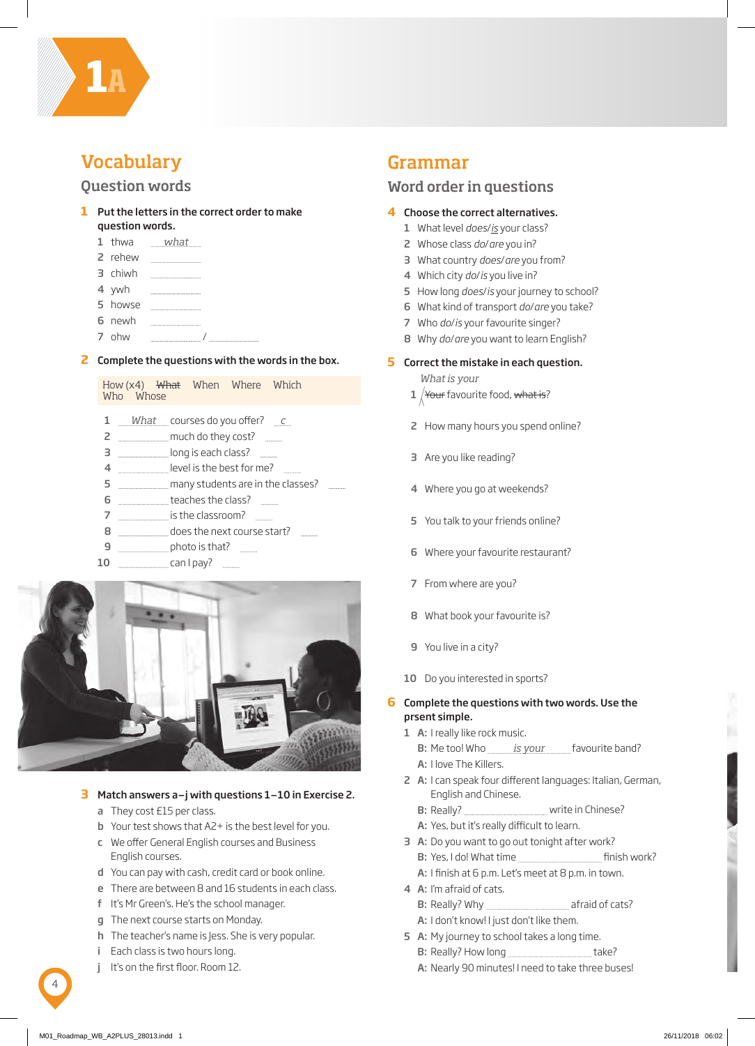# 1A

## Vocabulary

### Question words

**1 Put the letters in the correct order to make question words.**

1 thwa ___*what*___
2 rehew ______
3 chiwh ______
4 ywh ______
5 howse ______
6 newh ______
7 ohw ______ / ______

**2 Complete the questions with the words in the box.**

> How (x4) ~~What~~ When Where Which Who Whose

1 ___*What*___ courses do you offer? ___*c*___
2 ______ much do they cost? ______
3 ______ long is each class? ______
4 ______ level is the best for me? ______
5 ______ many students are in the classes? ______
6 ______ teaches the class? ______
7 ______ is the classroom? ______
8 ______ does the next course start? ______
9 ______ photo is that? ______
10 ______ can I pay? ______

**3 Match answers a–j with questions 1–10 in Exercise 2.**

a They cost £15 per class.
b Your test shows that A2+ is the best level for you.
c We offer General English courses and Business English courses.
d You can pay with cash, credit card or book online.
e There are between 8 and 16 students in each class.
f It's Mr Green's. He's the school manager.
g The next course starts on Monday.
h The teacher's name is Jess. She is very popular.
i Each class is two hours long.
j It's on the first floor. Room 12.

## Grammar

### Word order in questions

**4 Choose the correct alternatives.**

1 What level *does*/*is* your class?
2 Whose class *do*/*are* you in?
3 What country *does*/*are* you from?
4 Which city *do*/*is* you live in?
5 How long *does*/*is* your journey to school?
6 What kind of transport *do*/*are* you take?
7 Who *do*/*is* your favourite singer?
8 Why *do*/*are* you want to learn English?

**5 Correct the mistake in each question.**

1 ~~Your~~ *What is your* favourite food, ~~what is~~?
2 How many hours you spend online?
3 Are you like reading?
4 Where you go at weekends?
5 You talk to your friends online?
6 Where your favourite restaurant?
7 From where are you?
8 What book your favourite is?
9 You live in a city?
10 Do you interested in sports?

**6 Complete the questions with two words. Use the prsent simple.**

1 **A:** I really like rock music.
**B:** Me too! Who ___*is your*___ favourite band?
**A:** I love The Killers.

2 **A:** I can speak four different languages: Italian, German, English and Chinese.
**B:** Really? ______ write in Chinese?
**A:** Yes, but it's really difficult to learn.

3 **A:** Do you want to go out tonight after work?
**B:** Yes, I do! What time ______ finish work?
**A:** I finish at 6 p.m. Let's meet at 8 p.m. in town.

4 **A:** I'm afraid of cats.
**B:** Really? Why ______ afraid of cats?
**A:** I don't know! I just don't like them.

5 **A:** My journey to school takes a long time.
**B:** Really? How long ______ take?
**A:** Nearly 90 minutes! I need to take three buses!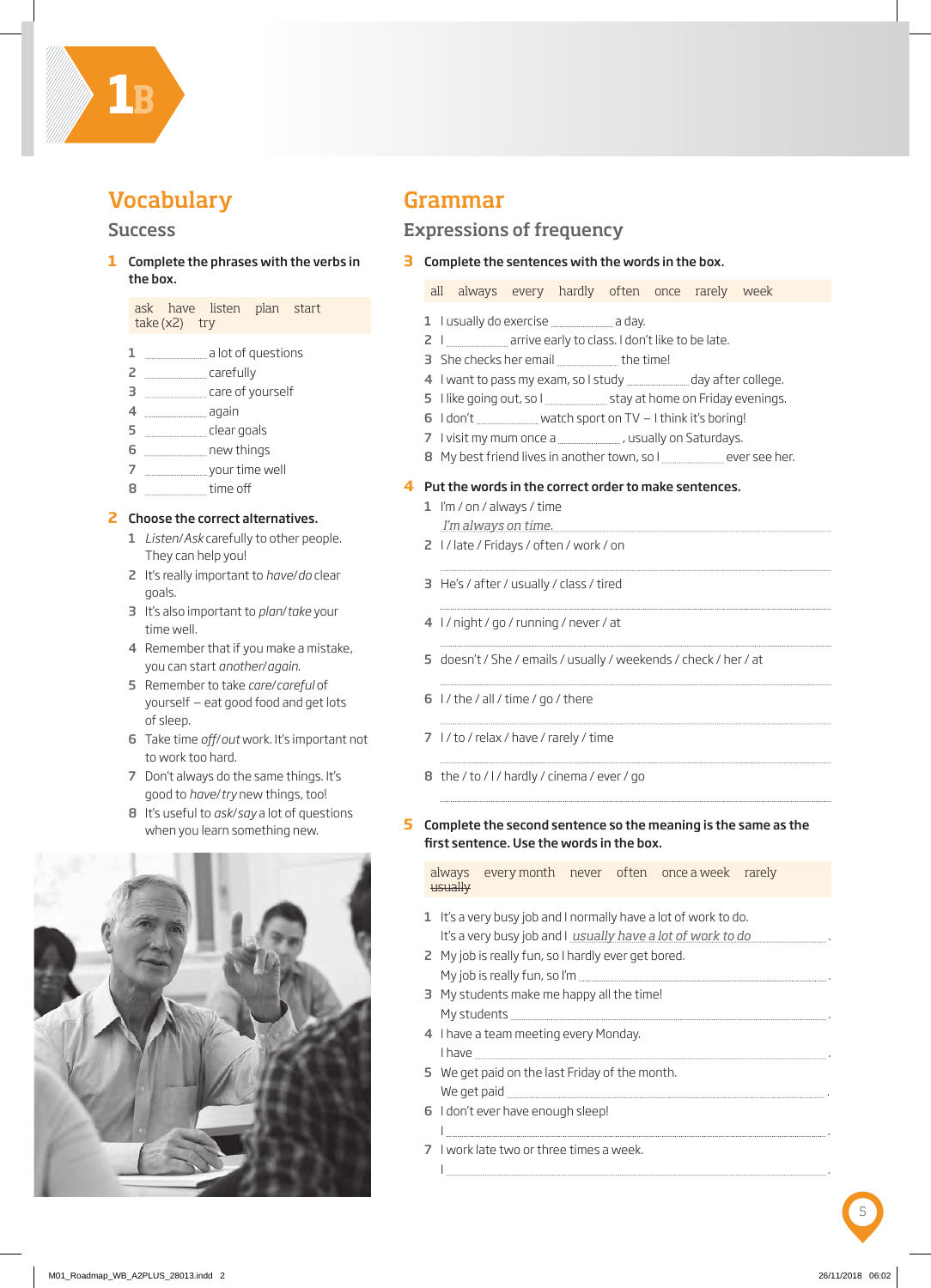# 1B

## Vocabulary

### Success

**1 Complete the phrases with the verbs in the box.**

ask have listen plan start take (x2) try

1 ............ a lot of questions
2 ............ carefully
3 ............ care of yourself
4 ............ again
5 ............ clear goals
6 ............ new things
7 ............ your time well
8 ............ time off

**2 Choose the correct alternatives.**

1 *Listen/Ask* carefully to other people. They can help you!
2 It's really important to *have/do* clear goals.
3 It's also important to *plan/take* your time well.
4 Remember that if you make a mistake, you can start *another/again*.
5 Remember to take *care/careful* of yourself – eat good food and get lots of sleep.
6 Take time *off/out* work. It's important not to work too hard.
7 Don't always do the same things. It's good to *have/try* new things, too!
8 It's useful to *ask/say* a lot of questions when you learn something new.

## Grammar

### Expressions of frequency

**3 Complete the sentences with the words in the box.**

all always every hardly often once rarely week

1 I usually do exercise ............ a day.
2 I ............ arrive early to class. I don't like to be late.
3 She checks her email ............ the time!
4 I want to pass my exam, so I study ............ day after college.
5 I like going out, so I ............ stay at home on Friday evenings.
6 I don't ............ watch sport on TV – I think it's boring!
7 I visit my mum once a ............ , usually on Saturdays.
8 My best friend lives in another town, so I ............ ever see her.

**4 Put the words in the correct order to make sentences.**

1 I'm / on / always / time
*I'm always on time.*
2 I / late / Fridays / often / work / on
............
3 He's / after / usually / class / tired
............
4 I / night / go / running / never / at
............
5 doesn't / She / emails / usually / weekends / check / her / at
............
6 I / the / all / time / go / there
............
7 I / to / relax / have / rarely / time
............
8 the / to / I / hardly / cinema / ever / go
............

**5 Complete the second sentence so the meaning is the same as the first sentence. Use the words in the box.**

always every month never often once a week rarely ~~usually~~

1 It's a very busy job and I normally have a lot of work to do.
It's a very busy job and I *usually have a lot of work to do*.
2 My job is really fun, so I hardly ever get bored.
My job is really fun, so I'm ............ .
3 My students make me happy all the time!
My students ............ .
4 I have a team meeting every Monday.
I have ............ .
5 We get paid on the last Friday of the month.
We get paid ............ .
6 I don't ever have enough sleep!
I ............ .
7 I work late two or three times a week.
I ............ .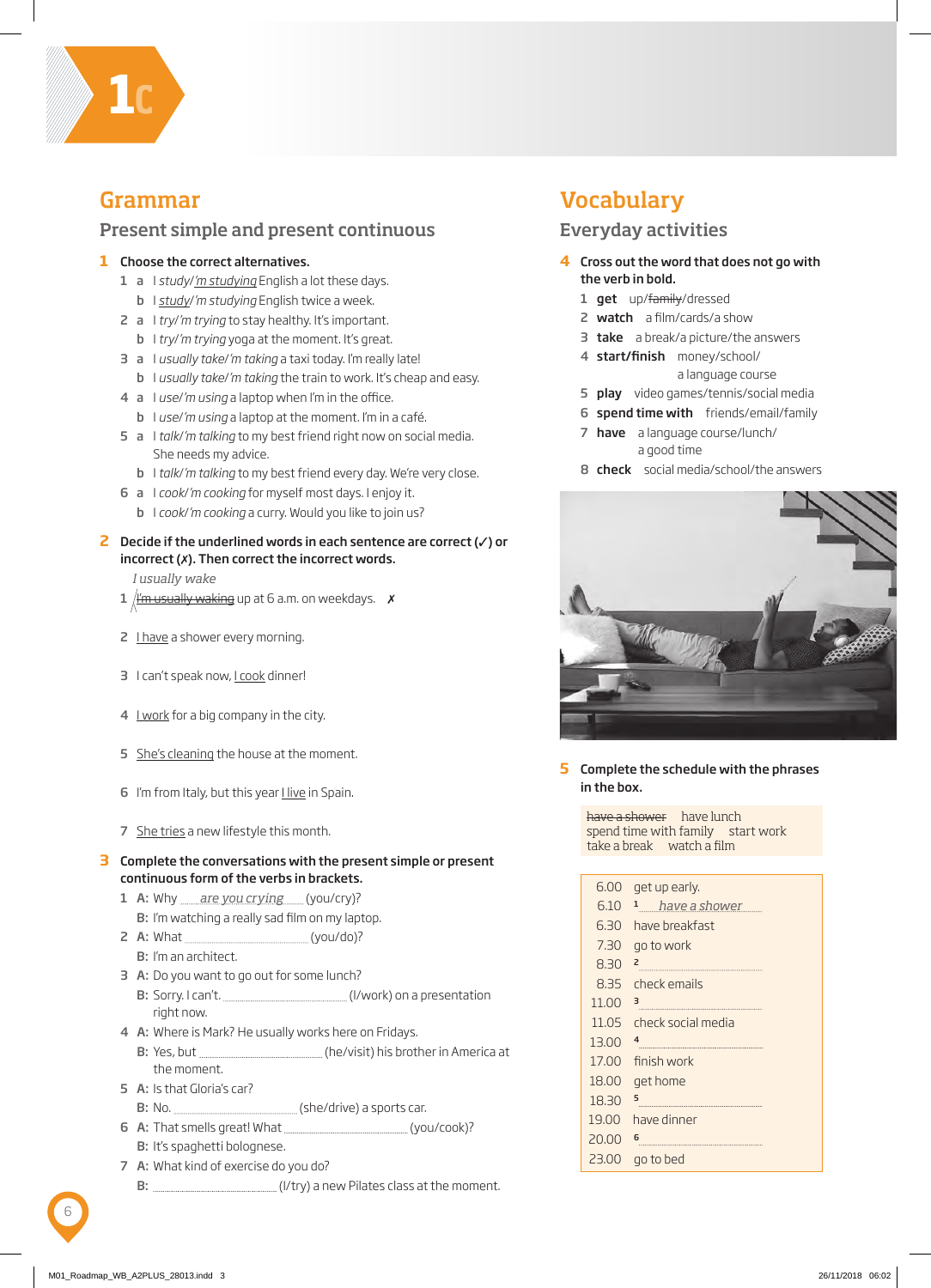# 1c

## Grammar

### Present simple and present continuous

**1 Choose the correct alternatives.**

1 a I *study/'m studying* English a lot these days.
  b I *study/'m studying* English twice a week.

2 a I *try/'m trying* to stay healthy. It's important.
  b I *try/'m trying* yoga at the moment. It's great.

3 a I *usually take/'m taking* a taxi today. I'm really late!
  b I *usually take/'m taking* the train to work. It's cheap and easy.

4 a I *use/'m using* a laptop when I'm in the office.
  b I *use/'m using* a laptop at the moment. I'm in a café.

5 a I *talk/'m talking* to my best friend right now on social media. She needs my advice.
  b I *talk/'m talking* to my best friend every day. We're very close.

6 a I *cook/'m cooking* for myself most days. I enjoy it.
  b I *cook/'m cooking* a curry. Would you like to join us?

**2 Decide if the underlined words in each sentence are correct (✓) or incorrect (✗). Then correct the incorrect words.**

1 ~~I'm usually waking~~ *I usually wake* up at 6 a.m. on weekdays. ✗

2 I have a shower every morning.

3 I can't speak now, I cook dinner!

4 I work for a big company in the city.

5 She's cleaning the house at the moment.

6 I'm from Italy, but this year I live in Spain.

7 She tries a new lifestyle this month.

**3 Complete the conversations with the present simple or present continuous form of the verbs in brackets.**

1 A: Why *are you crying* (you/cry)?
  B: I'm watching a really sad film on my laptop.

2 A: What ........................ (you/do)?
  B: I'm an architect.

3 A: Do you want to go out for some lunch?
  B: Sorry. I can't. ........................ (I/work) on a presentation right now.

4 A: Where is Mark? He usually works here on Fridays.
  B: Yes, but ........................ (he/visit) his brother in America at the moment.

5 A: Is that Gloria's car?
  B: No. ........................ (she/drive) a sports car.

6 A: That smells great! What ........................ (you/cook)?
  B: It's spaghetti bolognese.

7 A: What kind of exercise do you do?
  B: ........................ (I/try) a new Pilates class at the moment.

## Vocabulary

### Everyday activities

**4 Cross out the word that does not go with the verb in bold.**

1 **get** up/~~family~~/dressed
2 **watch** a film/cards/a show
3 **take** a break/a picture/the answers
4 **start/finish** money/school/a language course
5 **play** video games/tennis/social media
6 **spend time with** friends/email/family
7 **have** a language course/lunch/a good time
8 **check** social media/school/the answers

**5 Complete the schedule with the phrases in the box.**

~~have a shower~~ have lunch spend time with family start work take a break watch a film

| | |
|---|---|
| 6.00 | get up early. |
| 6.10 | 1 *have a shower* |
| 6.30 | have breakfast |
| 7.30 | go to work |
| 8.30 | 2 ........................ |
| 8.35 | check emails |
| 11.00 | 3 ........................ |
| 11.05 | check social media |
| 13.00 | 4 ........................ |
| 17.00 | finish work |
| 18.00 | get home |
| 18.30 | 5 ........................ |
| 19.00 | have dinner |
| 20.00 | 6 ........................ |
| 23.00 | go to bed |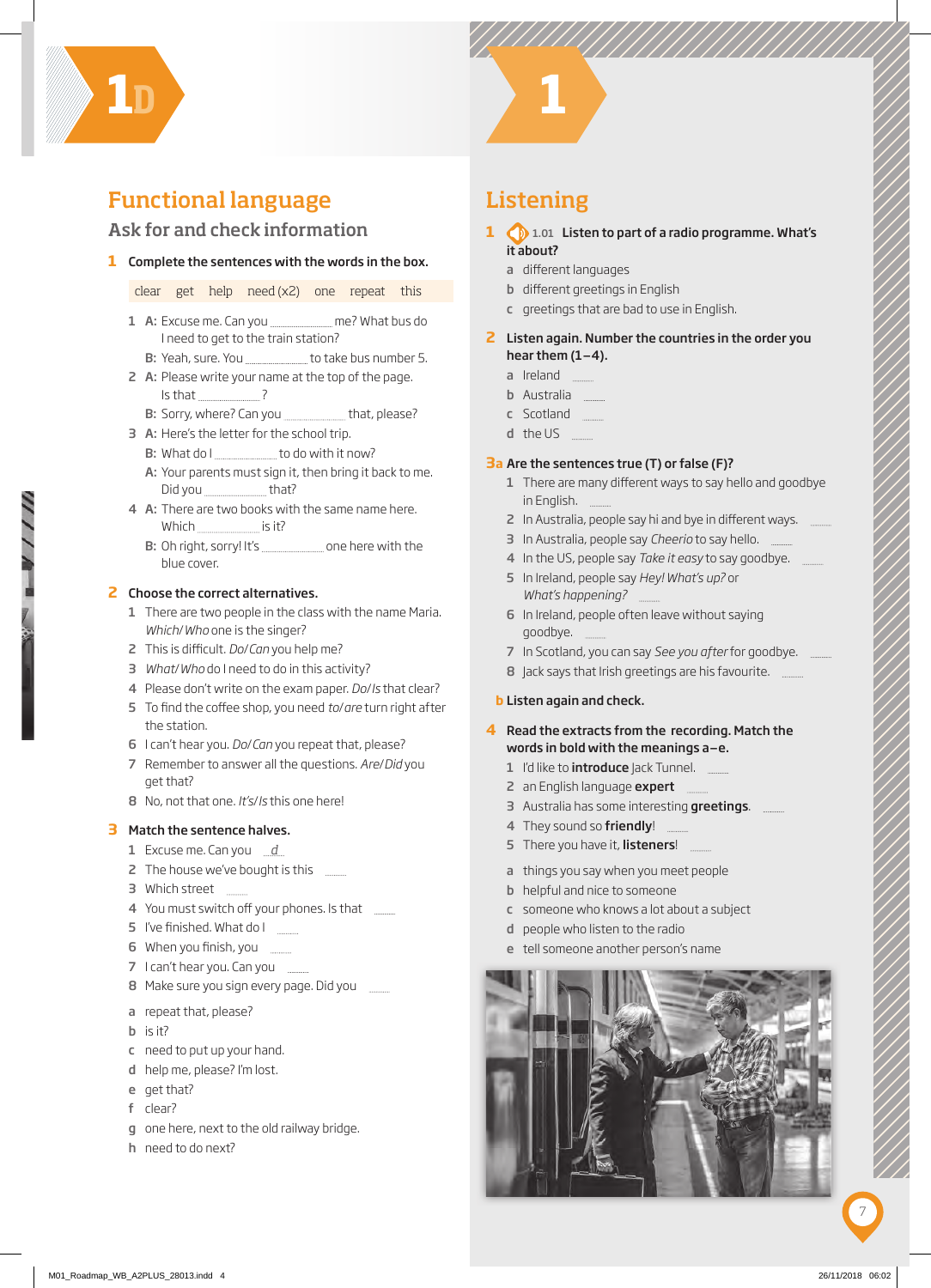# 1D

## Functional language

### Ask for and check information

**1** **Complete the sentences with the words in the box.**

clear get help need (x2) one repeat this

1 A: Excuse me. Can you .................... me? What bus do I need to get to the train station?
  B: Yeah, sure. You .................... to take bus number 5.
2 A: Please write your name at the top of the page. Is that .................... ?
  B: Sorry, where? Can you .................... that, please?
3 A: Here's the letter for the school trip.
  B: What do I .................... to do with it now?
  A: Your parents must sign it, then bring it back to me. Did you .................... that?
4 A: There are two books with the same name here. Which .................... is it?
  B: Oh right, sorry! It's .................... one here with the blue cover.

**2** **Choose the correct alternatives.**

1 There are two people in the class with the name Maria. *Which/ Who* one is the singer?
2 This is difficult. *Do/ Can* you help me?
3 *What/ Who* do I need to do in this activity?
4 Please don't write on the exam paper. *Do/ Is* that clear?
5 To find the coffee shop, you need *to/ are* turn right after the station.
6 I can't hear you. *Do/ Can* you repeat that, please?
7 Remember to answer all the questions. *Are/ Did* you get that?
8 No, not that one. *It's/ Is* this one here!

**3** **Match the sentence halves.**

1 Excuse me. Can you *d*
2 The house we've bought is this ......
3 Which street ......
4 You must switch off your phones. Is that ......
5 I've finished. What do I ......
6 When you finish, you ......
7 I can't hear you. Can you ......
8 Make sure you sign every page. Did you ......

a repeat that, please?
b is it?
c need to put up your hand.
d help me, please? I'm lost.
e get that?
f clear?
g one here, next to the old railway bridge.
h need to do next?

# 1

## Listening

**1** 1.01 **Listen to part of a radio programme. What's it about?**

a different languages
b different greetings in English
c greetings that are bad to use in English.

**2** **Listen again. Number the countries in the order you hear them (1–4).**

a Ireland ......
b Australia ......
c Scotland ......
d the US ......

**3a** **Are the sentences true (T) or false (F)?**

1 There are many different ways to say hello and goodbye in English. ......
2 In Australia, people say hi and bye in different ways. ......
3 In Australia, people say *Cheerio* to say hello. ......
4 In the US, people say *Take it easy* to say goodbye. ......
5 In Ireland, people say *Hey! What's up?* or *What's happening?* ......
6 In Ireland, people often leave without saying goodbye. ......
7 In Scotland, you can say *See you after* for goodbye. ......
8 Jack says that Irish greetings are his favourite. ......

**b** **Listen again and check.**

**4** **Read the extracts from the recording. Match the words in bold with the meanings a–e.**

1 I'd like to **introduce** Jack Tunnel. ......
2 an English language **expert** ......
3 Australia has some interesting **greetings**. ......
4 They sound so **friendly**! ......
5 There you have it, **listeners**! ......

a things you say when you meet people
b helpful and nice to someone
c someone who knows a lot about a subject
d people who listen to the radio
e tell someone another person's name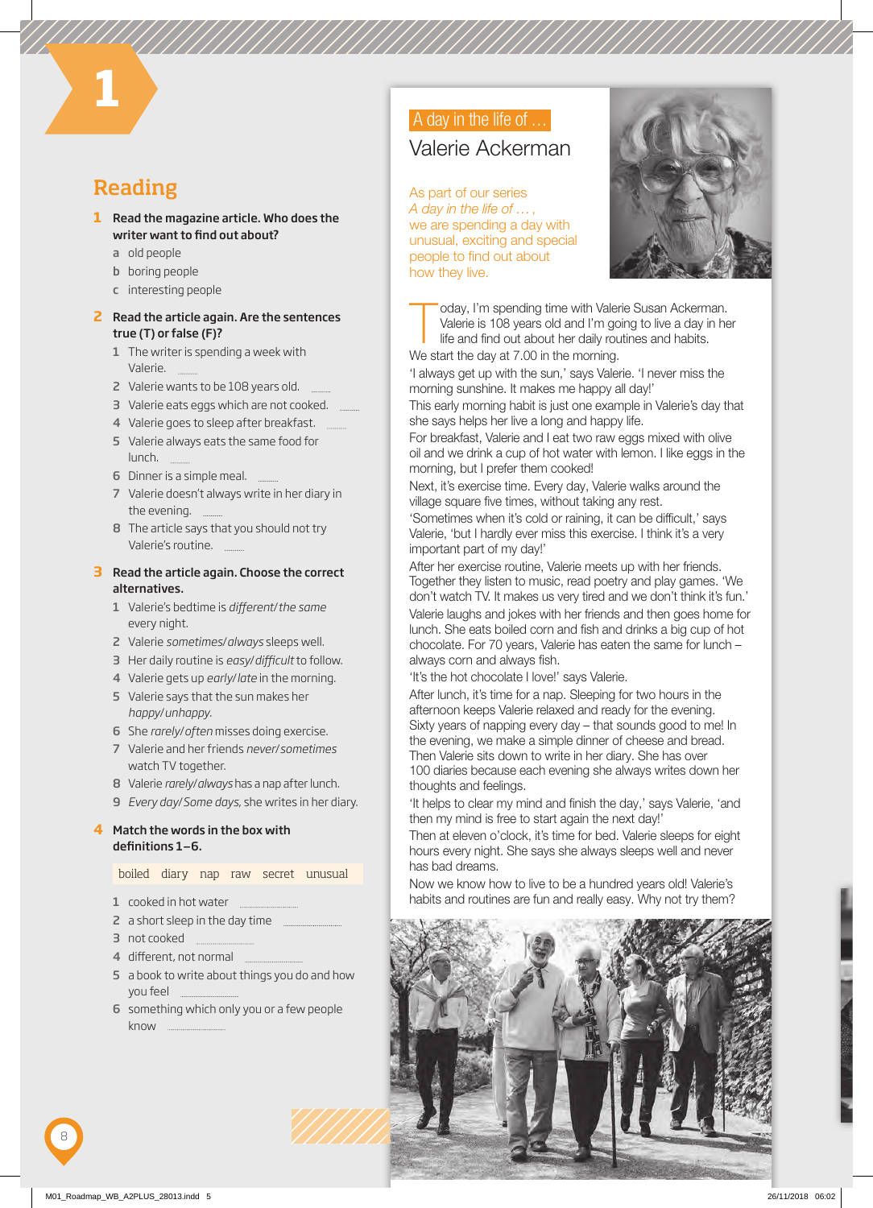# 1

## Reading

**1** **Read the magazine article. Who does the writer want to find out about?**

a old people
b boring people
c interesting people

**2** **Read the article again. Are the sentences true (T) or false (F)?**

1 The writer is spending a week with Valerie. ........
2 Valerie wants to be 108 years old. ........
3 Valerie eats eggs which are not cooked. ........
4 Valerie goes to sleep after breakfast. ........
5 Valerie always eats the same food for lunch. ........
6 Dinner is a simple meal. ........
7 Valerie doesn't always write in her diary in the evening. ........
8 The article says that you should not try Valerie's routine. ........

**3** **Read the article again. Choose the correct alternatives.**

1 Valerie's bedtime is *different/the same* every night.
2 Valerie *sometimes/always* sleeps well.
3 Her daily routine is *easy/difficult* to follow.
4 Valerie gets up *early/late* in the morning.
5 Valerie says that the sun makes her *happy/unhappy.*
6 She *rarely/often* misses doing exercise.
7 Valerie and her friends *never/sometimes* watch TV together.
8 Valerie *rarely/always* has a nap after lunch.
9 *Every day/Some days,* she writes in her diary.

**4** **Match the words in the box with definitions 1–6.**

| boiled | diary | nap | raw | secret | unusual |
|---|---|---|---|---|---|

1 cooked in hot water ....................
2 a short sleep in the day time ....................
3 not cooked ....................
4 different, not normal ....................
5 a book to write about things you do and how you feel ....................
6 something which only you or a few people know ....................

## A day in the life of …

# Valerie Ackerman

As part of our series *A day in the life of …*, we are spending a day with unusual, exciting and special people to find out about how they live.

Today, I'm spending time with Valerie Susan Ackerman. Valerie is 108 years old and I'm going to live a day in her life and find out about her daily routines and habits.

We start the day at 7.00 in the morning.

'I always get up with the sun,' says Valerie. 'I never miss the morning sunshine. It makes me happy all day!'

This early morning habit is just one example in Valerie's day that she says helps her live a long and happy life.

For breakfast, Valerie and I eat two raw eggs mixed with olive oil and we drink a cup of hot water with lemon. I like eggs in the morning, but I prefer them cooked!

Next, it's exercise time. Every day, Valerie walks around the village square five times, without taking any rest.

'Sometimes when it's cold or raining, it can be difficult,' says Valerie, 'but I hardly ever miss this exercise. I think it's a very important part of my day!'

After her exercise routine, Valerie meets up with her friends. Together they listen to music, read poetry and play games. 'We don't watch TV. It makes us very tired and we don't think it's fun.'

Valerie laughs and jokes with her friends and then goes home for lunch. She eats boiled corn and fish and drinks a big cup of hot chocolate. For 70 years, Valerie has eaten the same for lunch – always corn and always fish.

'It's the hot chocolate I love!' says Valerie.

After lunch, it's time for a nap. Sleeping for two hours in the afternoon keeps Valerie relaxed and ready for the evening. Sixty years of napping every day – that sounds good to me! In the evening, we make a simple dinner of cheese and bread. Then Valerie sits down to write in her diary. She has over 100 diaries because each evening she always writes down her thoughts and feelings.

'It helps to clear my mind and finish the day,' says Valerie, 'and then my mind is free to start again the next day!'

Then at eleven o'clock, it's time for bed. Valerie sleeps for eight hours every night. She says she always sleeps well and never has bad dreams.

Now we know how to live to be a hundred years old! Valerie's habits and routines are fun and really easy. Why not try them?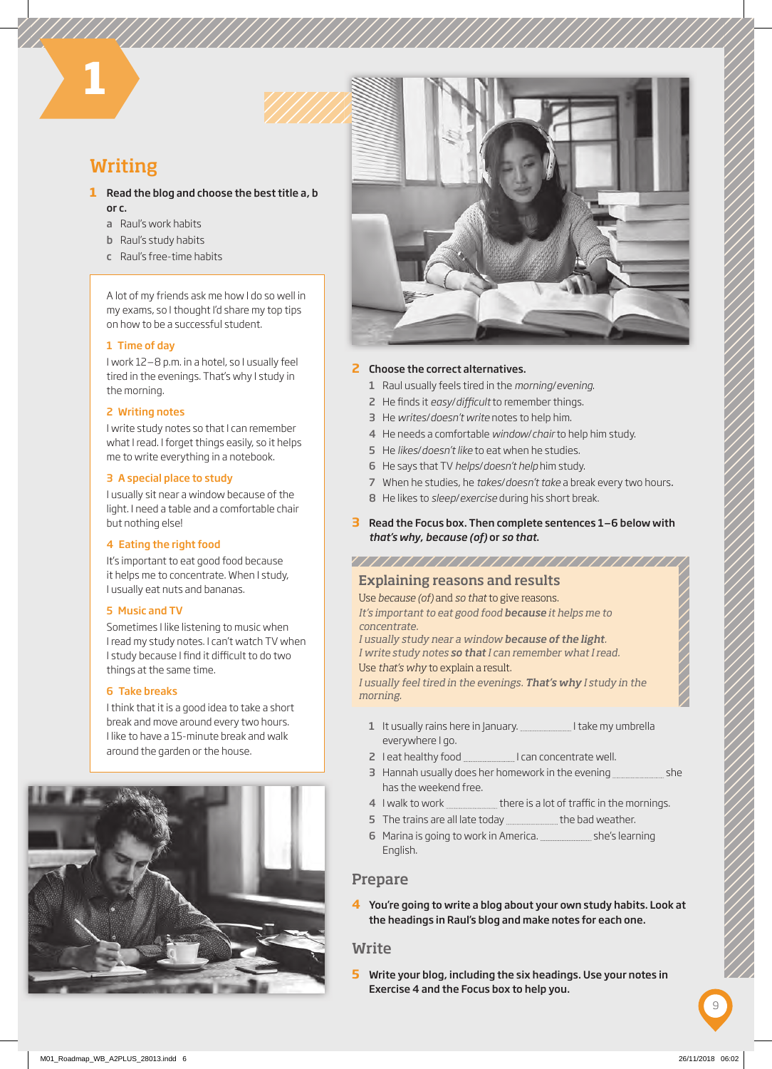# Writing

**1 Read the blog and choose the best title a, b or c.**

a Raul's work habits
b Raul's study habits
c Raul's free-time habits

A lot of my friends ask me how I do so well in my exams, so I thought I'd share my top tips on how to be a successful student.

**1 Time of day**

I work 12–8 p.m. in a hotel, so I usually feel tired in the evenings. That's why I study in the morning.

**2 Writing notes**

I write study notes so that I can remember what I read. I forget things easily, so it helps me to write everything in a notebook.

**3 A special place to study**

I usually sit near a window because of the light. I need a table and a comfortable chair but nothing else!

**4 Eating the right food**

It's important to eat good food because it helps me to concentrate. When I study, I usually eat nuts and bananas.

**5 Music and TV**

Sometimes I like listening to music when I read my study notes. I can't watch TV when I study because I find it difficult to do two things at the same time.

**6 Take breaks**

I think that it is a good idea to take a short break and move around every two hours. I like to have a 15-minute break and walk around the garden or the house.

**2 Choose the correct alternatives.**

1 Raul usually feels tired in the *morning/evening*.
2 He finds it *easy/difficult* to remember things.
3 He *writes/doesn't write* notes to help him.
4 He needs a comfortable *window/chair* to help him study.
5 He *likes/doesn't like* to eat when he studies.
6 He says that TV *helps/doesn't help* him study.
7 When he studies, he *takes/doesn't take* a break every two hours.
8 He likes to *sleep/exercise* during his short break.

**3 Read the Focus box. Then complete sentences 1–6 below with *that's why, because (of)* or *so that*.**

## Explaining reasons and results

Use *because (of)* and *so that* to give reasons.
*It's important to eat good food* ***because*** *it helps me to concentrate.*
*I usually study near a window* ***because of the light****.*
*I write study notes* ***so that*** *I can remember what I read.*
Use *that's why* to explain a result.
*I usually feel tired in the evenings.* ***That's why*** *I study in the morning.*

1 It usually rains here in January. .................... I take my umbrella everywhere I go.
2 I eat healthy food .................... I can concentrate well.
3 Hannah usually does her homework in the evening .................... she has the weekend free.
4 I walk to work .................... there is a lot of traffic in the mornings.
5 The trains are all late today .................... the bad weather.
6 Marina is going to work in America. .................... she's learning English.

## Prepare

**4 You're going to write a blog about your own study habits. Look at the headings in Raul's blog and make notes for each one.**

## Write

**5 Write your blog, including the six headings. Use your notes in Exercise 4 and the Focus box to help you.**